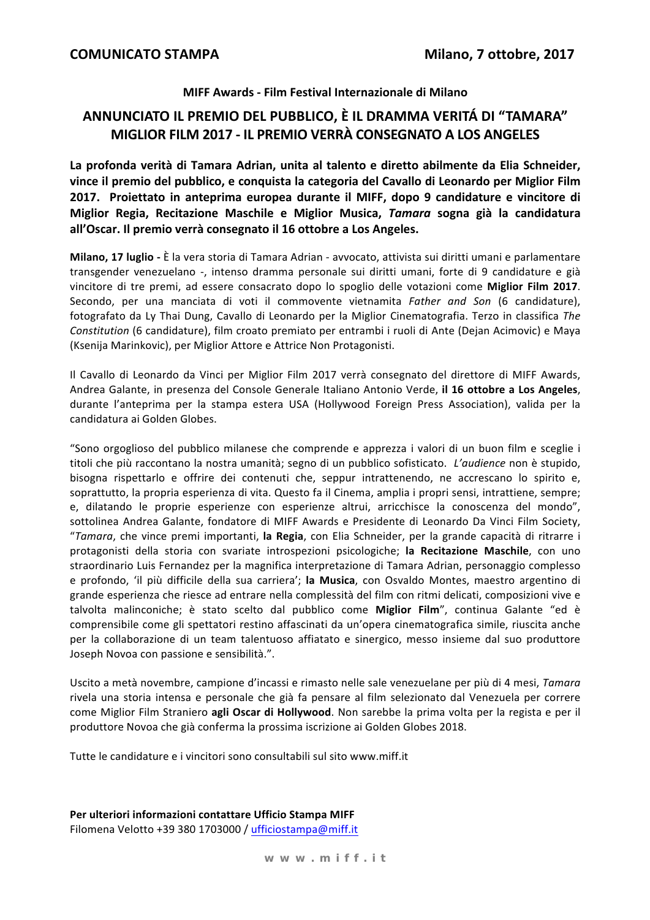**COMUNICATO STAMPA** **Milano, 7 ottobre, 2017**

**MIFF Awards - Film Festival Internazionale di Milano**

# ANNUNCIATO IL PREMIO DEL PUBBLICO, È IL DRAMMA VERITÁ DI "TAMARA" MIGLIOR FILM 2017 - IL PREMIO VERRÀ CONSEGNATO A LOS ANGELES

**La profonda verità di Tamara Adrian, unita al talento e diretto abilmente da Elia Schneider, vince il premio del pubblico, e conquista la categoria del Cavallo di Leonardo per Miglior Film 2017. Proiettato in anteprima europea durante il MIFF, dopo 9 candidature e vincitore di Miglior Regia, Recitazione Maschile e Miglior Musica, *Tamara* sogna già la candidatura all'Oscar. Il premio verrà consegnato il 16 ottobre a Los Angeles.**

**Milano, 17 luglio -** È la vera storia di Tamara Adrian - avvocato, attivista sui diritti umani e parlamentare transgender venezuelano -, intenso dramma personale sui diritti umani, forte di 9 candidature e già vincitore di tre premi, ad essere consacrato dopo lo spoglio delle votazioni come **Miglior Film 2017**. Secondo, per una manciata di voti il commovente vietnamita *Father and Son* (6 candidature), fotografato da Ly Thai Dung, Cavallo di Leonardo per la Miglior Cinematografia. Terzo in classifica *The Constitution* (6 candidature), film croato premiato per entrambi i ruoli di Ante (Dejan Acimovic) e Maya (Ksenija Marinkovic), per Miglior Attore e Attrice Non Protagonisti.

Il Cavallo di Leonardo da Vinci per Miglior Film 2017 verrà consegnato del direttore di MIFF Awards, Andrea Galante, in presenza del Console Generale Italiano Antonio Verde, **il 16 ottobre a Los Angeles**, durante l'anteprima per la stampa estera USA (Hollywood Foreign Press Association), valida per la candidatura ai Golden Globes.

"Sono orgoglioso del pubblico milanese che comprende e apprezza i valori di un buon film e sceglie i titoli che più raccontano la nostra umanità; segno di un pubblico sofisticato. *L'audience* non è stupido, bisogna rispettarlo e offrire dei contenuti che, seppur intrattenendo, ne accrescano lo spirito e, soprattutto, la propria esperienza di vita. Questo fa il Cinema, amplia i propri sensi, intrattiene, sempre; e, dilatando le proprie esperienze con esperienze altrui, arricchisce la conoscenza del mondo", sottolinea Andrea Galante, fondatore di MIFF Awards e Presidente di Leonardo Da Vinci Film Society, "*Tamara*, che vince premi importanti, **la Regia**, con Elia Schneider, per la grande capacità di ritrarre i protagonisti della storia con svariate introspezioni psicologiche; **la Recitazione Maschile**, con uno straordinario Luis Fernandez per la magnifica interpretazione di Tamara Adrian, personaggio complesso e profondo, 'il più difficile della sua carriera'; **la Musica**, con Osvaldo Montes, maestro argentino di grande esperienza che riesce ad entrare nella complessità del film con ritmi delicati, composizioni vive e talvolta malinconiche; è stato scelto dal pubblico come **Miglior Film**", continua Galante "ed è comprensibile come gli spettatori restino affascinati da un'opera cinematografica simile, riuscita anche per la collaborazione di un team talentuoso affiatato e sinergico, messo insieme dal suo produttore Joseph Novoa con passione e sensibilità.".

Uscito a metà novembre, campione d'incassi e rimasto nelle sale venezuelane per più di 4 mesi, *Tamara* rivela una storia intensa e personale che già fa pensare al film selezionato dal Venezuela per correre come Miglior Film Straniero **agli Oscar di Hollywood**. Non sarebbe la prima volta per la regista e per il produttore Novoa che già conferma la prossima iscrizione ai Golden Globes 2018.

Tutte le candidature e i vincitori sono consultabili sul sito www.miff.it

**Per ulteriori informazioni contattare Ufficio Stampa MIFF**
Filomena Velotto +39 380 1703000 / ufficiostampa@miff.it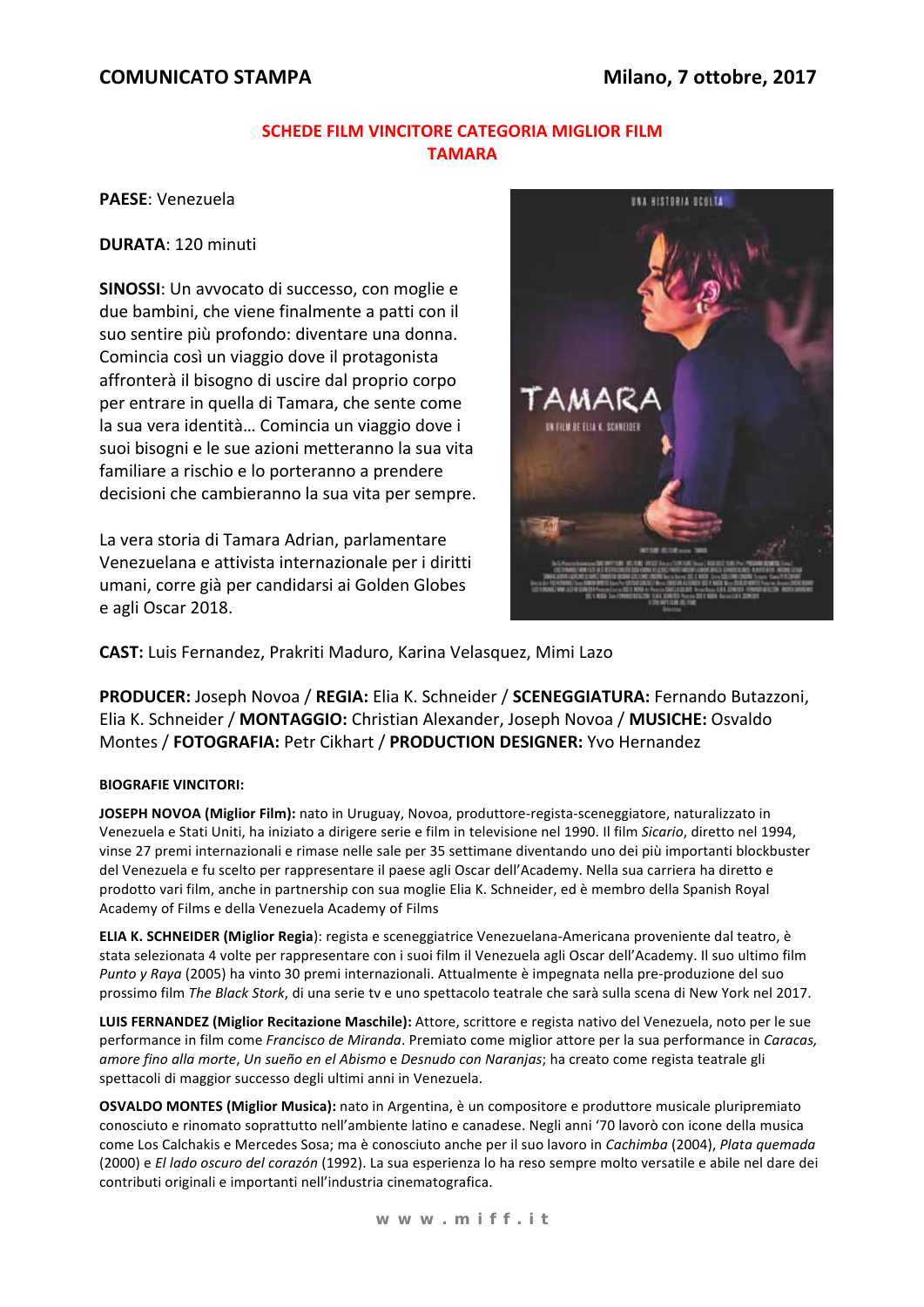**COMUNICATO STAMPA** **Milano, 7 ottobre, 2017**

## SCHEDE FILM VINCITORE CATEGORIA MIGLIOR FILM
## TAMARA

**PAESE**: Venezuela

**DURATA**: 120 minuti

**SINOSSI**: Un avvocato di successo, con moglie e due bambini, che viene finalmente a patti con il suo sentire più profondo: diventare una donna. Comincia così un viaggio dove il protagonista affronterà il bisogno di uscire dal proprio corpo per entrare in quella di Tamara, che sente come la sua vera identità… Comincia un viaggio dove i suoi bisogni e le sue azioni metteranno la sua vita familiare a rischio e lo porteranno a prendere decisioni che cambieranno la sua vita per sempre.

La vera storia di Tamara Adrian, parlamentare Venezuelana e attivista internazionale per i diritti umani, corre già per candidarsi ai Golden Globes e agli Oscar 2018.

**CAST:** Luis Fernandez, Prakriti Maduro, Karina Velasquez, Mimi Lazo

**PRODUCER:** Joseph Novoa / **REGIA:** Elia K. Schneider / **SCENEGGIATURA:** Fernando Butazzoni, Elia K. Schneider / **MONTAGGIO:** Christian Alexander, Joseph Novoa / **MUSICHE:** Osvaldo Montes / **FOTOGRAFIA:** Petr Cikhart / **PRODUCTION DESIGNER:** Yvo Hernandez

**BIOGRAFIE VINCITORI:**

**JOSEPH NOVOA (Miglior Film):** nato in Uruguay, Novoa, produttore-regista-sceneggiatore, naturalizzato in Venezuela e Stati Uniti, ha iniziato a dirigere serie e film in televisione nel 1990. Il film *Sicario*, diretto nel 1994, vinse 27 premi internazionali e rimase nelle sale per 35 settimane diventando uno dei più importanti blockbuster del Venezuela e fu scelto per rappresentare il paese agli Oscar dell'Academy. Nella sua carriera ha diretto e prodotto vari film, anche in partnership con sua moglie Elia K. Schneider, ed è membro della Spanish Royal Academy of Films e della Venezuela Academy of Films

**ELIA K. SCHNEIDER (Miglior Regia)**: regista e sceneggiatrice Venezuelana-Americana proveniente dal teatro, è stata selezionata 4 volte per rappresentare con i suoi film il Venezuela agli Oscar dell'Academy. Il suo ultimo film *Punto y Raya* (2005) ha vinto 30 premi internazionali. Attualmente è impegnata nella pre-produzione del suo prossimo film *The Black Stork*, di una serie tv e uno spettacolo teatrale che sarà sulla scena di New York nel 2017.

**LUIS FERNANDEZ (Miglior Recitazione Maschile):** Attore, scrittore e regista nativo del Venezuela, noto per le sue performance in film come *Francisco de Miranda*. Premiato come miglior attore per la sua performance in *Caracas, amore fino alla morte*, *Un sueño en el Abismo* e *Desnudo con Naranjas*; ha creato come regista teatrale gli spettacoli di maggior successo degli ultimi anni in Venezuela.

**OSVALDO MONTES (Miglior Musica):** nato in Argentina, è un compositore e produttore musicale pluripremiato conosciuto e rinomato soprattutto nell'ambiente latino e canadese. Negli anni '70 lavorò con icone della musica come Los Calchakis e Mercedes Sosa; ma è conosciuto anche per il suo lavoro in *Cachimba* (2004), *Plata quemada* (2000) e *El lado oscuro del corazón* (1992). La sua esperienza lo ha reso sempre molto versatile e abile nel dare dei contributi originali e importanti nell'industria cinematografica.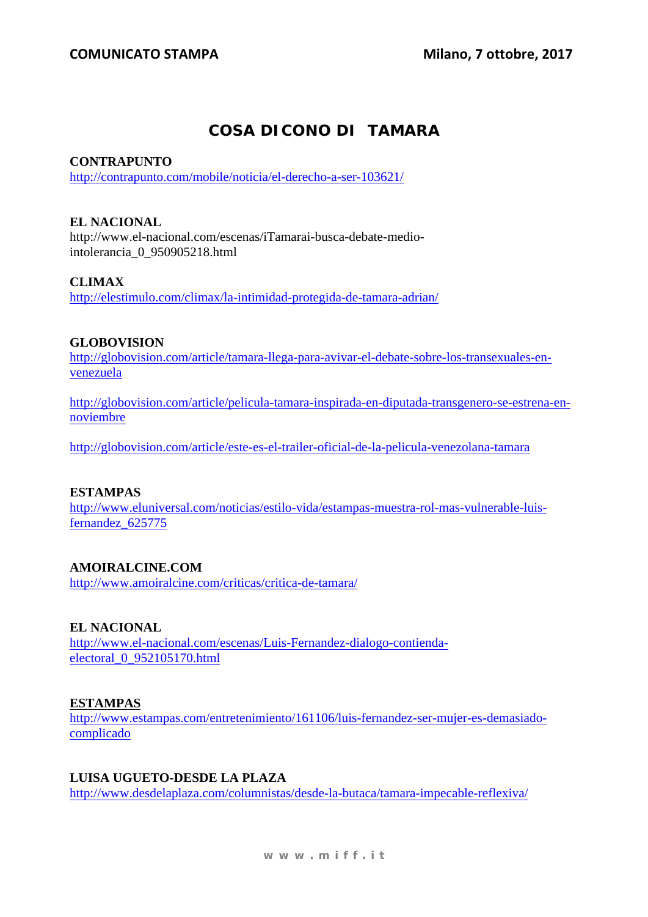**COMUNICATO STAMPA** **Milano, 7 ottobre, 2017**

# COSA DICONO DI TAMARA

**CONTRAPUNTO**
http://contrapunto.com/mobile/noticia/el-derecho-a-ser-103621/

**EL NACIONAL**
http://www.el-nacional.com/escenas/iTamarai-busca-debate-medio-intolerancia_0_950905218.html

**CLIMAX**
http://elestimulo.com/climax/la-intimidad-protegida-de-tamara-adrian/

**GLOBOVISION**
http://globovision.com/article/tamara-llega-para-avivar-el-debate-sobre-los-transexuales-en-venezuela

http://globovision.com/article/pelicula-tamara-inspirada-en-diputada-transgenero-se-estrena-en-noviembre

http://globovision.com/article/este-es-el-trailer-oficial-de-la-pelicula-venezolana-tamara

**ESTAMPAS**
http://www.eluniversal.com/noticias/estilo-vida/estampas-muestra-rol-mas-vulnerable-luis-fernandez_625775

**AMOIRALCINE.COM**
http://www.amoiralcine.com/criticas/critica-de-tamara/

**EL NACIONAL**
http://www.el-nacional.com/escenas/Luis-Fernandez-dialogo-contienda-electoral_0_952105170.html

**ESTAMPAS**
http://www.estampas.com/entretenimiento/161106/luis-fernandez-ser-mujer-es-demasiado-complicado

**LUISA UGUETO-DESDE LA PLAZA**
http://www.desdelaplaza.com/columnistas/desde-la-butaca/tamara-impecable-reflexiva/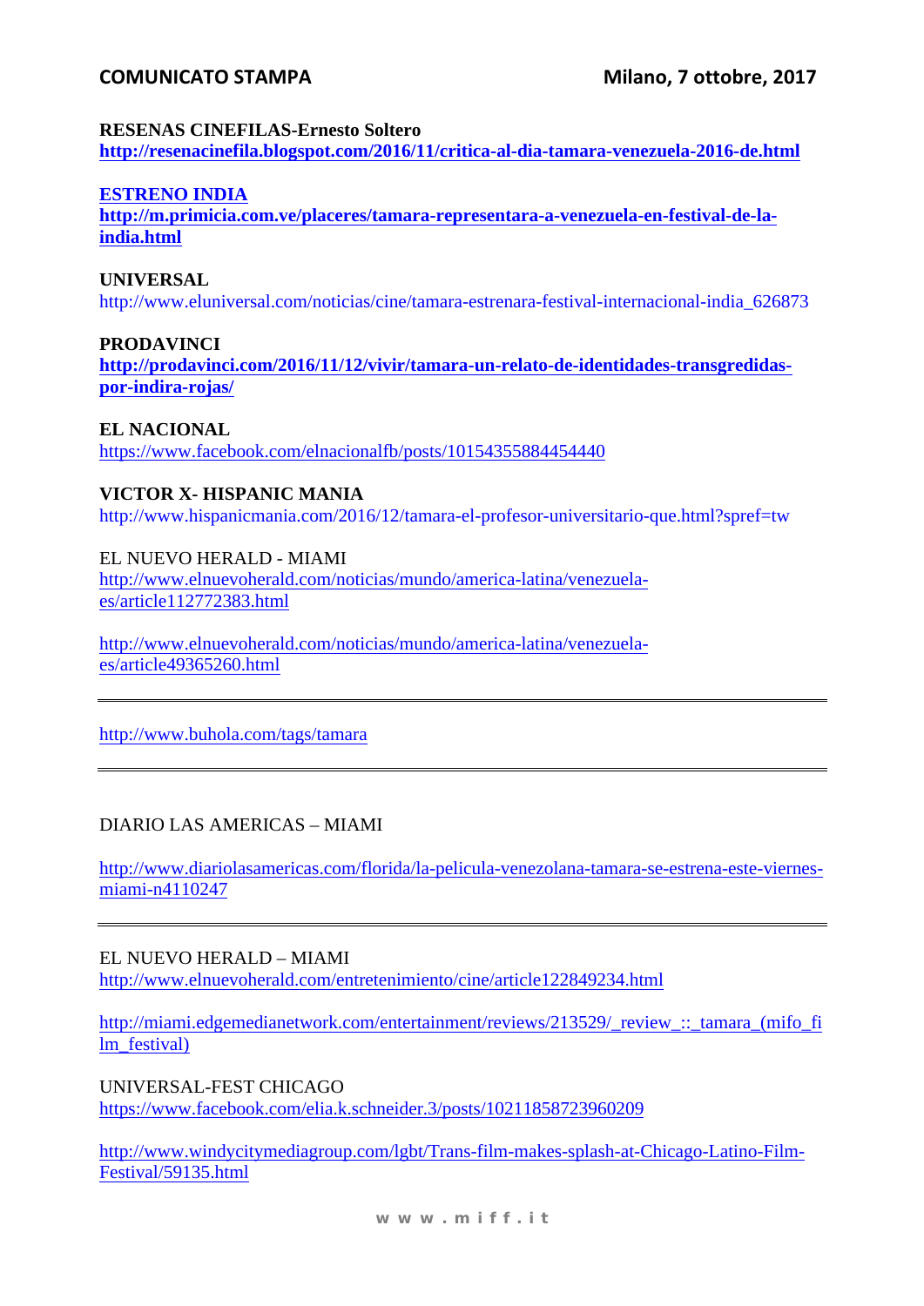**RESENAS CINEFILAS-Ernesto Soltero**
**http://resenacinefila.blogspot.com/2016/11/critica-al-dia-tamara-venezuela-2016-de.html**

**ESTRENO INDIA**
**http://m.primicia.com.ve/placeres/tamara-representara-a-venezuela-en-festival-de-la-india.html**

**UNIVERSAL**
http://www.eluniversal.com/noticias/cine/tamara-estrenara-festival-internacional-india_626873

**PRODAVINCI**
**http://prodavinci.com/2016/11/12/vivir/tamara-un-relato-de-identidades-transgredidas-por-indira-rojas/**

**EL NACIONAL**
https://www.facebook.com/elnacionalfb/posts/10154355884454440

**VICTOR X- HISPANIC MANIA**
http://www.hispanicmania.com/2016/12/tamara-el-profesor-universitario-que.html?spref=tw

EL NUEVO HERALD - MIAMI
http://www.elnuevoherald.com/noticias/mundo/america-latina/venezuela-es/article112772383.html

http://www.elnuevoherald.com/noticias/mundo/america-latina/venezuela-es/article49365260.html

---

http://www.buhola.com/tags/tamara

---

DIARIO LAS AMERICAS – MIAMI

http://www.diariolasamericas.com/florida/la-pelicula-venezolana-tamara-se-estrena-este-viernes-miami-n4110247

---

EL NUEVO HERALD – MIAMI
http://www.elnuevoherald.com/entretenimiento/cine/article122849234.html

http://miami.edgemedianetwork.com/entertainment/reviews/213529/_review_::_tamara_(mifo_film_festival)

UNIVERSAL-FEST CHICAGO
https://www.facebook.com/elia.k.schneider.3/posts/10211858723960209

http://www.windycitymediagroup.com/lgbt/Trans-film-makes-splash-at-Chicago-Latino-Film-Festival/59135.html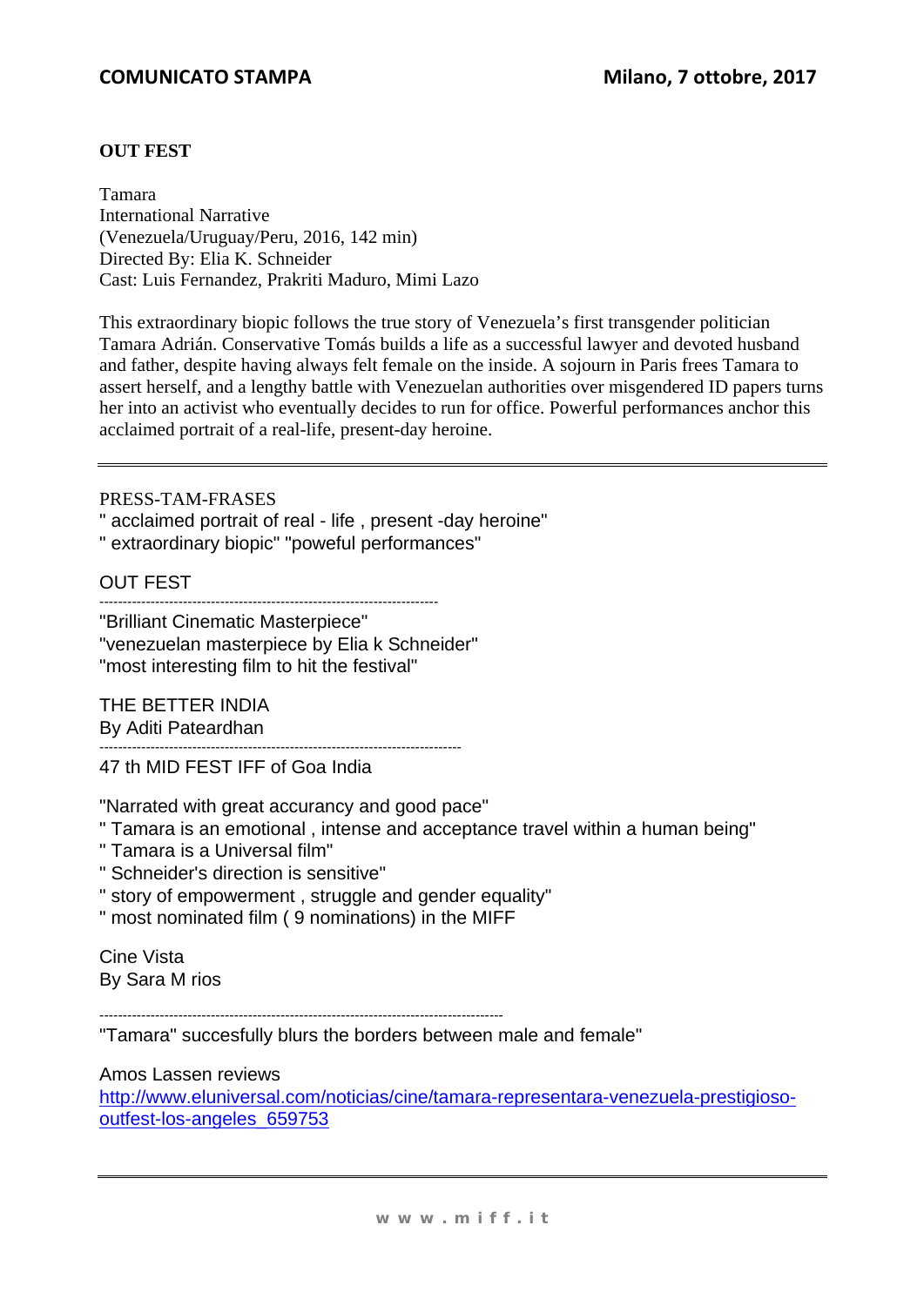**COMUNICATO STAMPA** **Milano, 7 ottobre, 2017**

**OUT FEST**

Tamara
International Narrative
(Venezuela/Uruguay/Peru, 2016, 142 min)
Directed By: Elia K. Schneider
Cast: Luis Fernandez, Prakriti Maduro, Mimi Lazo

This extraordinary biopic follows the true story of Venezuela's first transgender politician Tamara Adrián. Conservative Tomás builds a life as a successful lawyer and devoted husband and father, despite having always felt female on the inside. A sojourn in Paris frees Tamara to assert herself, and a lengthy battle with Venezuelan authorities over misgendered ID papers turns her into an activist who eventually decides to run for office. Powerful performances anchor this acclaimed portrait of a real-life, present-day heroine.

---

PRESS-TAM-FRASES
" acclaimed portrait of real - life , present -day heroine"
" extraordinary biopic" "poweful performances"

OUT FEST

-----------------------------------------------------------------------

"Brilliant Cinematic Masterpiece"
"venezuelan masterpiece by Elia k Schneider"
"most interesting film to hit the festival"

THE BETTER INDIA
By Aditi Pateardhan

----------------------------------------------------------------------------

47 th MID FEST IFF of Goa India

"Narrated with great accurancy and good pace"
" Tamara is an emotional , intense and acceptance travel within a human being"
" Tamara is a Universal film"
" Schneider's direction is sensitive"
" story of empowerment , struggle and gender equality"
" most nominated film ( 9 nominations) in the MIFF

Cine Vista
By Sara M rios

-------------------------------------------------------------------------------------

"Tamara" succesfully blurs the borders between male and female"

Amos Lassen reviews
[http://www.eluniversal.com/noticias/cine/tamara-representara-venezuela-prestigioso-outfest-los-angeles_659753](http://www.eluniversal.com/noticias/cine/tamara-representara-venezuela-prestigioso-outfest-los-angeles_659753)

---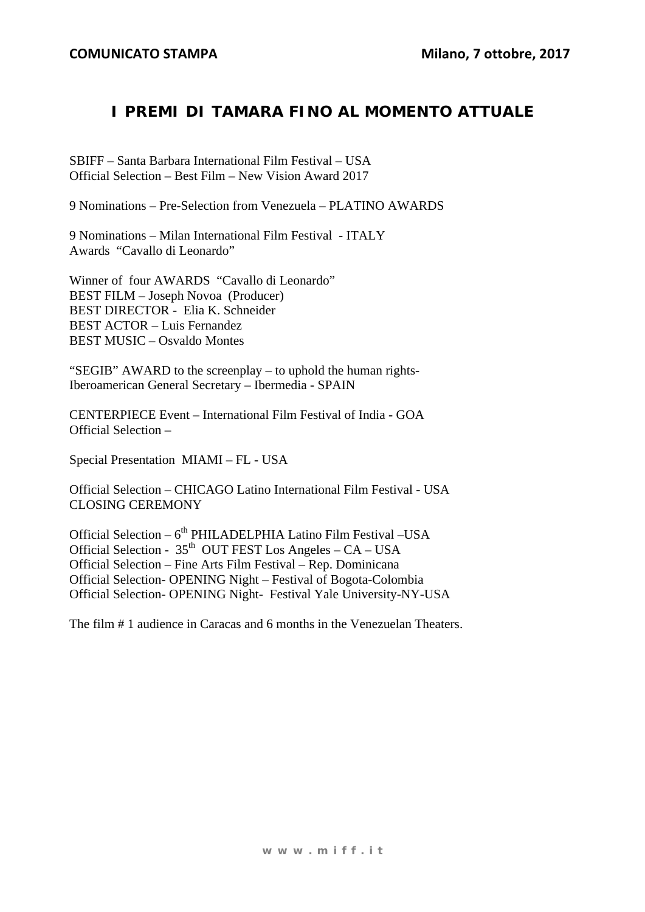**COMUNICATO STAMPA** **Milano, 7 ottobre, 2017**

# I PREMI DI TAMARA FINO AL MOMENTO ATTUALE

SBIFF – Santa Barbara International Film Festival – USA
Official Selection – Best Film – New Vision Award 2017

9 Nominations – Pre-Selection from Venezuela – PLATINO AWARDS

9 Nominations – Milan International Film Festival - ITALY
Awards "Cavallo di Leonardo"

Winner of four AWARDS "Cavallo di Leonardo"
BEST FILM – Joseph Novoa (Producer)
BEST DIRECTOR - Elia K. Schneider
BEST ACTOR – Luis Fernandez
BEST MUSIC – Osvaldo Montes

"SEGIB" AWARD to the screenplay – to uphold the human rights-
Iberoamerican General Secretary – Ibermedia - SPAIN

CENTERPIECE Event – International Film Festival of India - GOA
Official Selection –

Special Presentation MIAMI – FL - USA

Official Selection – CHICAGO Latino International Film Festival - USA
CLOSING CEREMONY

Official Selection – 6th PHILADELPHIA Latino Film Festival –USA
Official Selection - 35th OUT FEST Los Angeles – CA – USA
Official Selection – Fine Arts Film Festival – Rep. Dominicana
Official Selection- OPENING Night – Festival of Bogota-Colombia
Official Selection- OPENING Night- Festival Yale University-NY-USA

The film # 1 audience in Caracas and 6 months in the Venezuelan Theaters.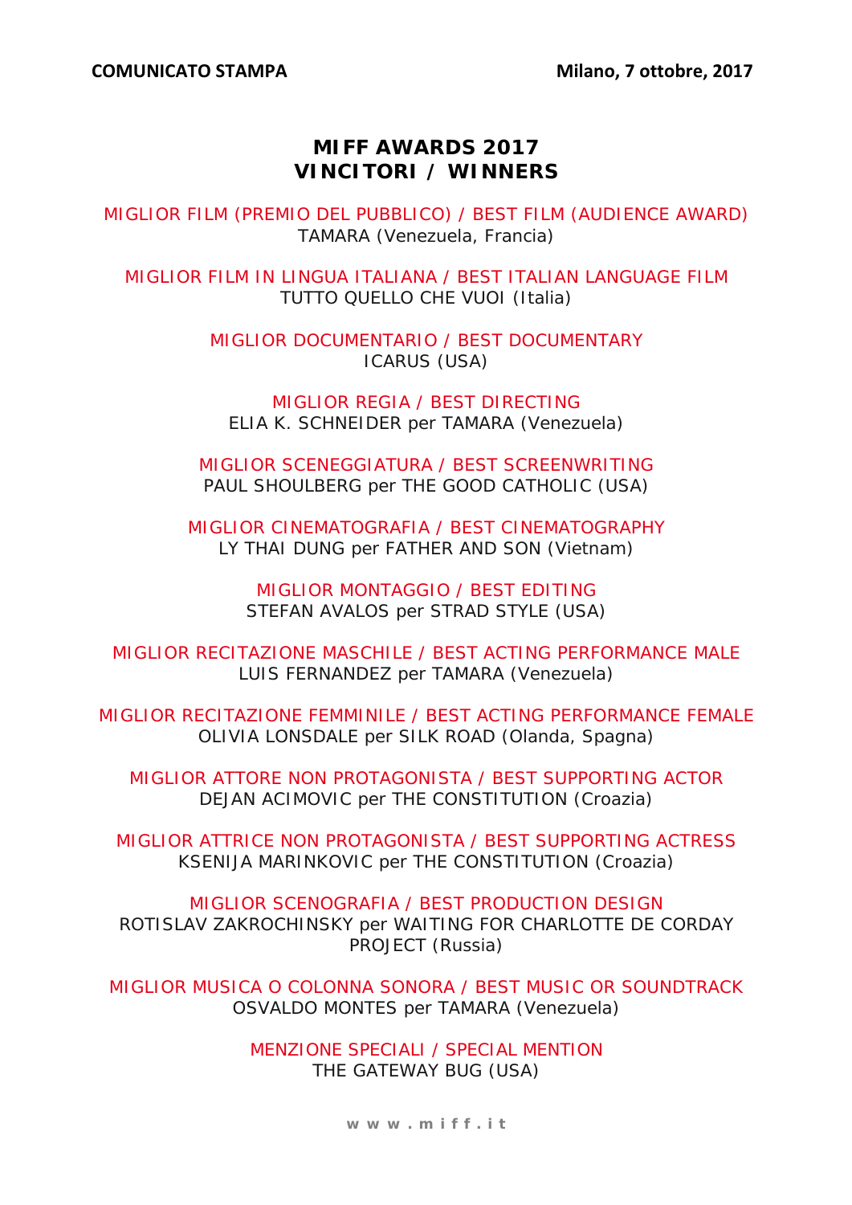**COMUNICATO STAMPA** **Milano, 7 ottobre, 2017**

# MIFF AWARDS 2017
# VINCITORI / WINNERS

MIGLIOR FILM (PREMIO DEL PUBBLICO) / BEST FILM (AUDIENCE AWARD)
TAMARA (Venezuela, Francia)

MIGLIOR FILM IN LINGUA ITALIANA / BEST ITALIAN LANGUAGE FILM
TUTTO QUELLO CHE VUOI (Italia)

MIGLIOR DOCUMENTARIO / BEST DOCUMENTARY
ICARUS (USA)

MIGLIOR REGIA / BEST DIRECTING
ELIA K. SCHNEIDER per TAMARA (Venezuela)

MIGLIOR SCENEGGIATURA / BEST SCREENWRITING
PAUL SHOULBERG per THE GOOD CATHOLIC (USA)

MIGLIOR CINEMATOGRAFIA / BEST CINEMATOGRAPHY
LY THAI DUNG per FATHER AND SON (Vietnam)

MIGLIOR MONTAGGIO / BEST EDITING
STEFAN AVALOS per STRAD STYLE (USA)

MIGLIOR RECITAZIONE MASCHILE / BEST ACTING PERFORMANCE MALE
LUIS FERNANDEZ per TAMARA (Venezuela)

MIGLIOR RECITAZIONE FEMMINILE / BEST ACTING PERFORMANCE FEMALE
OLIVIA LONSDALE per SILK ROAD (Olanda, Spagna)

MIGLIOR ATTORE NON PROTAGONISTA / BEST SUPPORTING ACTOR
DEJAN ACIMOVIC per THE CONSTITUTION (Croazia)

MIGLIOR ATTRICE NON PROTAGONISTA / BEST SUPPORTING ACTRESS
KSENIJA MARINKOVIC per THE CONSTITUTION (Croazia)

MIGLIOR SCENOGRAFIA / BEST PRODUCTION DESIGN
ROTISLAV ZAKROCHINSKY per WAITING FOR CHARLOTTE DE CORDAY PROJECT (Russia)

MIGLIOR MUSICA O COLONNA SONORA / BEST MUSIC OR SOUNDTRACK
OSVALDO MONTES per TAMARA (Venezuela)

MENZIONE SPECIALI / SPECIAL MENTION
THE GATEWAY BUG (USA)

www.miff.it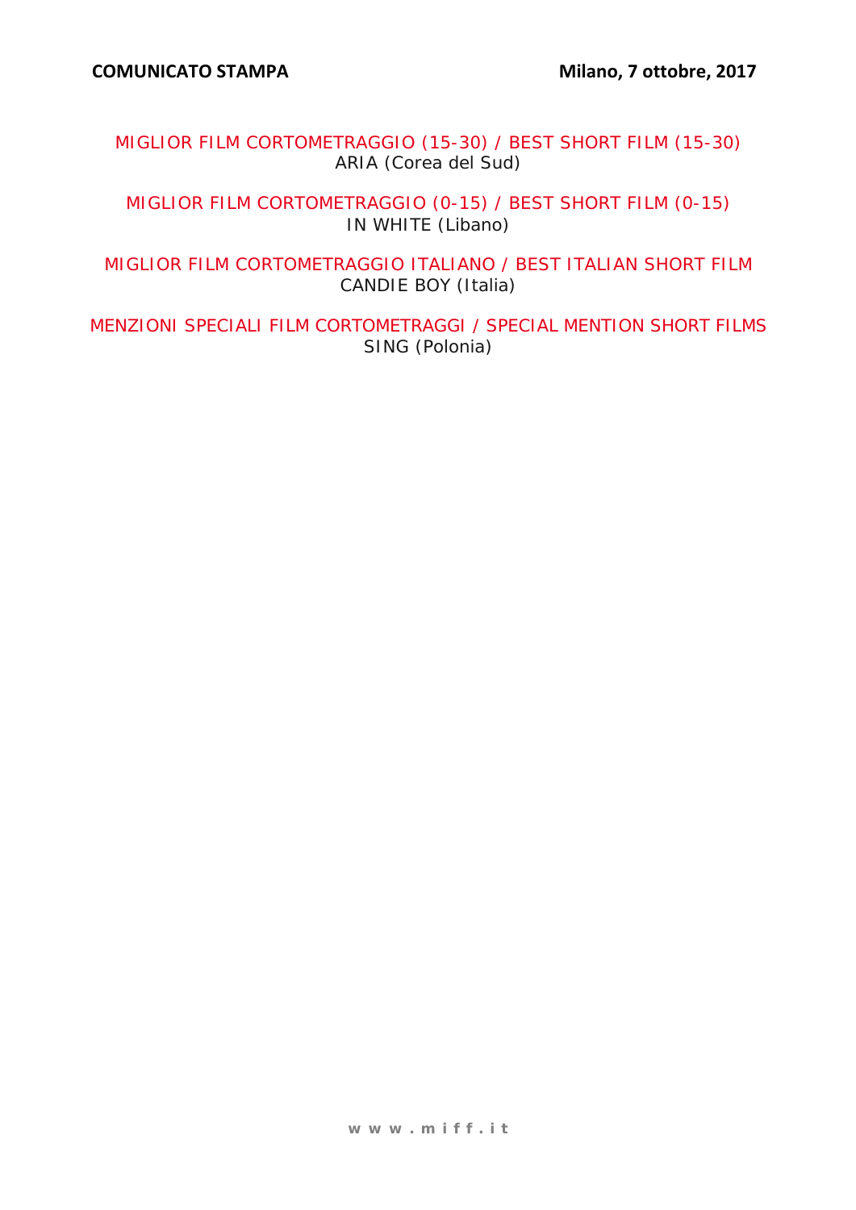MIGLIOR FILM CORTOMETRAGGIO (15-30) / BEST SHORT FILM (15-30)
ARIA (Corea del Sud)

MIGLIOR FILM CORTOMETRAGGIO (0-15) / BEST SHORT FILM (0-15)
IN WHITE (Libano)

MIGLIOR FILM CORTOMETRAGGIO ITALIANO / BEST ITALIAN SHORT FILM
CANDIE BOY (Italia)

MENZIONI SPECIALI FILM CORTOMETRAGGI / SPECIAL MENTION SHORT FILMS
SING (Polonia)